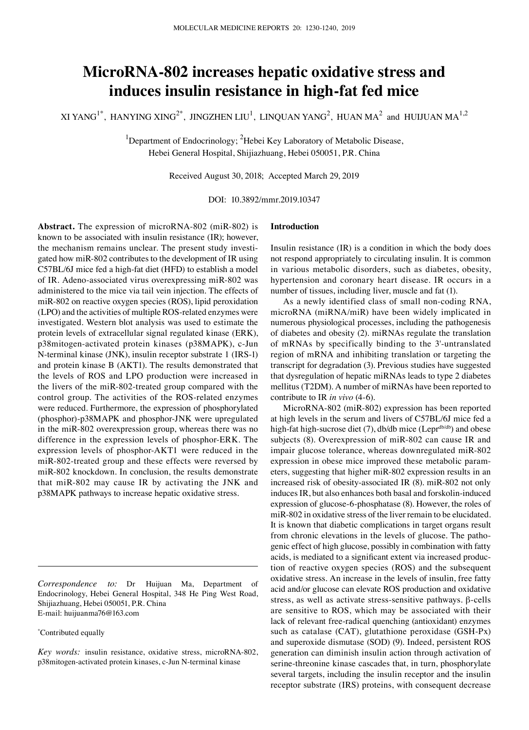# MicroRNA-802 increases hepatic oxidative stress and induces insulin resistance in high-fat fed mice

XI YANG[1*], HANYING XING[2*], JINGZHEN LIU[1], LINQUAN YANG[2], HUAN MA[2] and HUIJUAN MA[1,2]

[1]Department of Endocrinology; [2]Hebei Key Laboratory of Metabolic Disease, Hebei General Hospital, Shijiazhuang, Hebei 050051, P.R. China

Received August 30, 2018; Accepted March 29, 2019

DOI: 10.3892/mmr.2019.10347

**Abstract.** The expression of microRNA-802 (miR-802) is known to be associated with insulin resistance (IR); however, the mechanism remains unclear. The present study investigated how miR-802 contributes to the development of IR using C57BL/6J mice fed a high-fat diet (HFD) to establish a model of IR. Adeno-associated virus overexpressing miR-802 was administered to the mice via tail vein injection. The effects of miR-802 on reactive oxygen species (ROS), lipid peroxidation (LPO) and the activities of multiple ROS-related enzymes were investigated. Western blot analysis was used to estimate the protein levels of extracellular signal regulated kinase (ERK), p38mitogen-activated protein kinases (p38MAPK), c-Jun N-terminal kinase (JNK), insulin receptor substrate 1 (IRS-1) and protein kinase B (AKT1). The results demonstrated that the levels of ROS and LPO production were increased in the livers of the miR-802-treated group compared with the control group. The activities of the ROS-related enzymes were reduced. Furthermore, the expression of phosphorylated (phosphor)-p38MAPK and phosphor-JNK were upregulated in the miR-802 overexpression group, whereas there was no difference in the expression levels of phosphor-ERK. The expression levels of phosphor-AKT1 were reduced in the miR-802-treated group and these effects were reversed by miR-802 knockdown. In conclusion, the results demonstrate that miR-802 may cause IR by activating the JNK and p38MAPK pathways to increase hepatic oxidative stress.

*Correspondence to:* Dr Huijuan Ma, Department of Endocrinology, Hebei General Hospital, 348 He Ping West Road, Shijiazhuang, Hebei 050051, P.R. China
E-mail: huijuanma76@163.com

[*]Contributed equally

*Key words:* insulin resistance, oxidative stress, microRNA-802, p38mitogen-activated protein kinases, c-Jun N-terminal kinase

## Introduction

Insulin resistance (IR) is a condition in which the body does not respond appropriately to circulating insulin. It is common in various metabolic disorders, such as diabetes, obesity, hypertension and coronary heart disease. IR occurs in a number of tissues, including liver, muscle and fat (1).

As a newly identified class of small non-coding RNA, microRNA (miRNA/miR) have been widely implicated in numerous physiological processes, including the pathogenesis of diabetes and obesity (2). miRNAs regulate the translation of mRNAs by specifically binding to the 3'-untranslated region of mRNA and inhibiting translation or targeting the transcript for degradation (3). Previous studies have suggested that dysregulation of hepatic miRNAs leads to type 2 diabetes mellitus (T2DM). A number of miRNAs have been reported to contribute to IR *in vivo* (4-6).

MicroRNA-802 (miR-802) expression has been reported at high levels in the serum and livers of C57BL/6J mice fed a high-fat high-sucrose diet (7), db/db mice ($Lepr^{db/db}$) and obese subjects (8). Overexpression of miR-802 can cause IR and impair glucose tolerance, whereas downregulated miR-802 expression in obese mice improved these metabolic parameters, suggesting that higher miR-802 expression results in an increased risk of obesity-associated IR (8). miR-802 not only induces IR, but also enhances both basal and forskolin-induced expression of glucose-6-phosphatase (8). However, the roles of miR-802 in oxidative stress of the liver remain to be elucidated. It is known that diabetic complications in target organs result from chronic elevations in the levels of glucose. The pathogenic effect of high glucose, possibly in combination with fatty acids, is mediated to a significant extent via increased production of reactive oxygen species (ROS) and the subsequent oxidative stress. An increase in the levels of insulin, free fatty acid and/or glucose can elevate ROS production and oxidative stress, as well as activate stress-sensitive pathways. β-cells are sensitive to ROS, which may be associated with their lack of relevant free-radical quenching (antioxidant) enzymes such as catalase (CAT), glutathione peroxidase (GSH-Px) and superoxide dismutase (SOD) (9). Indeed, persistent ROS generation can diminish insulin action through activation of serine-threonine kinase cascades that, in turn, phosphorylate several targets, including the insulin receptor and the insulin receptor substrate (IRS) proteins, with consequent decrease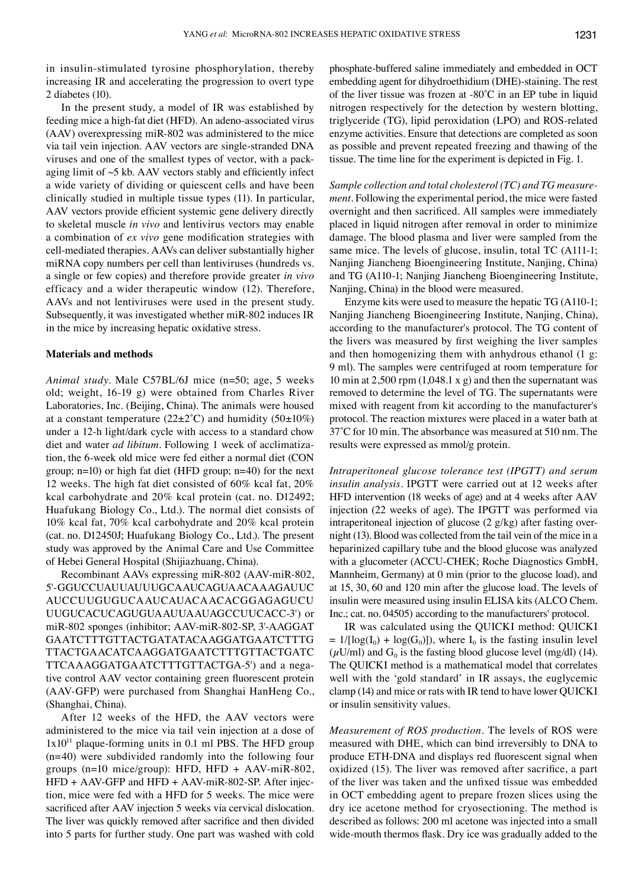in insulin-stimulated tyrosine phosphorylation, thereby increasing IR and accelerating the progression to overt type 2 diabetes (10).

In the present study, a model of IR was established by feeding mice a high-fat diet (HFD). An adeno-associated virus (AAV) overexpressing miR-802 was administered to the mice via tail vein injection. AAV vectors are single-stranded DNA viruses and one of the smallest types of vector, with a packaging limit of ~5 kb. AAV vectors stably and efficiently infect a wide variety of dividing or quiescent cells and have been clinically studied in multiple tissue types (11). In particular, AAV vectors provide efficient systemic gene delivery directly to skeletal muscle *in vivo* and lentivirus vectors may enable a combination of *ex vivo* gene modification strategies with cell-mediated therapies. AAVs can deliver substantially higher miRNA copy numbers per cell than lentiviruses (hundreds vs. a single or few copies) and therefore provide greater *in vivo* efficacy and a wider therapeutic window (12). Therefore, AAVs and not lentiviruses were used in the present study. Subsequently, it was investigated whether miR-802 induces IR in the mice by increasing hepatic oxidative stress.

## Materials and methods

*Animal study.* Male C57BL/6J mice (n=50; age, 5 weeks old; weight, 16-19 g) were obtained from Charles River Laboratories, Inc. (Beijing, China). The animals were housed at a constant temperature (22±2˚C) and humidity (50±10%) under a 12-h light/dark cycle with access to a standard chow diet and water *ad libitum*. Following 1 week of acclimatization, the 6-week old mice were fed either a normal diet (CON group; n=10) or high fat diet (HFD group; n=40) for the next 12 weeks. The high fat diet consisted of 60% kcal fat, 20% kcal carbohydrate and 20% kcal protein (cat. no. D12492; Huafukang Biology Co., Ltd.). The normal diet consists of 10% kcal fat, 70% kcal carbohydrate and 20% kcal protein (cat. no. D12450J; Huafukang Biology Co., Ltd.). The present study was approved by the Animal Care and Use Committee of Hebei General Hospital (Shijiazhuang, China).

Recombinant AAVs expressing miR-802 (AAV-miR-802, 5'-GGUCCUAUUAUUUGCAAUCAGUAACAAAGAUUCAUCCUUGUGUCAAUCAUACAACACGGAGAGUCUUUGUCACUCAGUGUAAUUAAUAGCCUUCACC-3') or miR-802 sponges (inhibitor; AAV-miR-802-SP, 3'-AAGGATGAATCTTTGTTACTGATATACAAGGATGAATCTTTGTTACTGAACATCAAGGATGAATCTTTGTTACTGATCTTCAAAGGATGAATCTTTGTTACTGA-5') and a negative control AAV vector containing green fluorescent protein (AAV-GFP) were purchased from Shanghai HanHeng Co., (Shanghai, China).

After 12 weeks of the HFD, the AAV vectors were administered to the mice via tail vein injection at a dose of $1\times10^{11}$ plaque-forming units in 0.1 ml PBS. The HFD group (n=40) were subdivided randomly into the following four groups (n=10 mice/group): HFD, HFD + AAV-miR-802, HFD + AAV-GFP and HFD + AAV-miR-802-SP. After injection, mice were fed with a HFD for 5 weeks. The mice were sacrificed after AAV injection 5 weeks via cervical dislocation. The liver was quickly removed after sacrifice and then divided into 5 parts for further study. One part was washed with cold phosphate-buffered saline immediately and embedded in OCT embedding agent for dihydroethidium (DHE)-staining. The rest of the liver tissue was frozen at -80˚C in an EP tube in liquid nitrogen respectively for the detection by western blotting, triglyceride (TG), lipid peroxidation (LPO) and ROS-related enzyme activities. Ensure that detections are completed as soon as possible and prevent repeated freezing and thawing of the tissue. The time line for the experiment is depicted in Fig. 1.

*Sample collection and total cholesterol (TC) and TG measurement.* Following the experimental period, the mice were fasted overnight and then sacrificed. All samples were immediately placed in liquid nitrogen after removal in order to minimize damage. The blood plasma and liver were sampled from the same mice. The levels of glucose, insulin, total TC (A111-1; Nanjing Jiancheng Bioengineering Institute, Nanjing, China) and TG (A110-1; Nanjing Jiancheng Bioengineering Institute, Nanjing, China) in the blood were measured.

Enzyme kits were used to measure the hepatic TG (A110-1; Nanjing Jiancheng Bioengineering Institute, Nanjing, China), according to the manufacturer's protocol. The TG content of the livers was measured by first weighing the liver samples and then homogenizing them with anhydrous ethanol (1 g: 9 ml). The samples were centrifuged at room temperature for 10 min at 2,500 rpm (1,048.1 x g) and then the supernatant was removed to determine the level of TG. The supernatants were mixed with reagent from kit according to the manufacturer's protocol. The reaction mixtures were placed in a water bath at 37˚C for 10 min. The absorbance was measured at 510 nm. The results were expressed as mmol/g protein.

*Intraperitoneal glucose tolerance test (IPGTT) and serum insulin analysis.* IPGTT were carried out at 12 weeks after HFD intervention (18 weeks of age) and at 4 weeks after AAV injection (22 weeks of age). The IPGTT was performed via intraperitoneal injection of glucose (2 g/kg) after fasting overnight (13). Blood was collected from the tail vein of the mice in a heparinized capillary tube and the blood glucose was analyzed with a glucometer (ACCU-CHEK; Roche Diagnostics GmbH, Mannheim, Germany) at 0 min (prior to the glucose load), and at 15, 30, 60 and 120 min after the glucose load. The levels of insulin were measured using insulin ELISA kits (ALCO Chem. Inc.; cat. no. 04505) according to the manufacturers' protocol.

IR was calculated using the QUICKI method: QUICKI $= 1/[\log(I_0) + \log(G_0)]$), where $I_0$ is the fasting insulin level ($\mu$U/ml) and $G_0$ is the fasting blood glucose level (mg/dl) (14). The QUICKI method is a mathematical model that correlates well with the 'gold standard' in IR assays, the euglycemic clamp (14) and mice or rats with IR tend to have lower QUICKI or insulin sensitivity values.

*Measurement of ROS production.* The levels of ROS were measured with DHE, which can bind irreversibly to DNA to produce ETH-DNA and displays red fluorescent signal when oxidized (15). The liver was removed after sacrifice, a part of the liver was taken and the unfixed tissue was embedded in OCT embedding agent to prepare frozen slices using the dry ice acetone method for cryosectioning. The method is described as follows: 200 ml acetone was injected into a small wide-mouth thermos flask. Dry ice was gradually added to the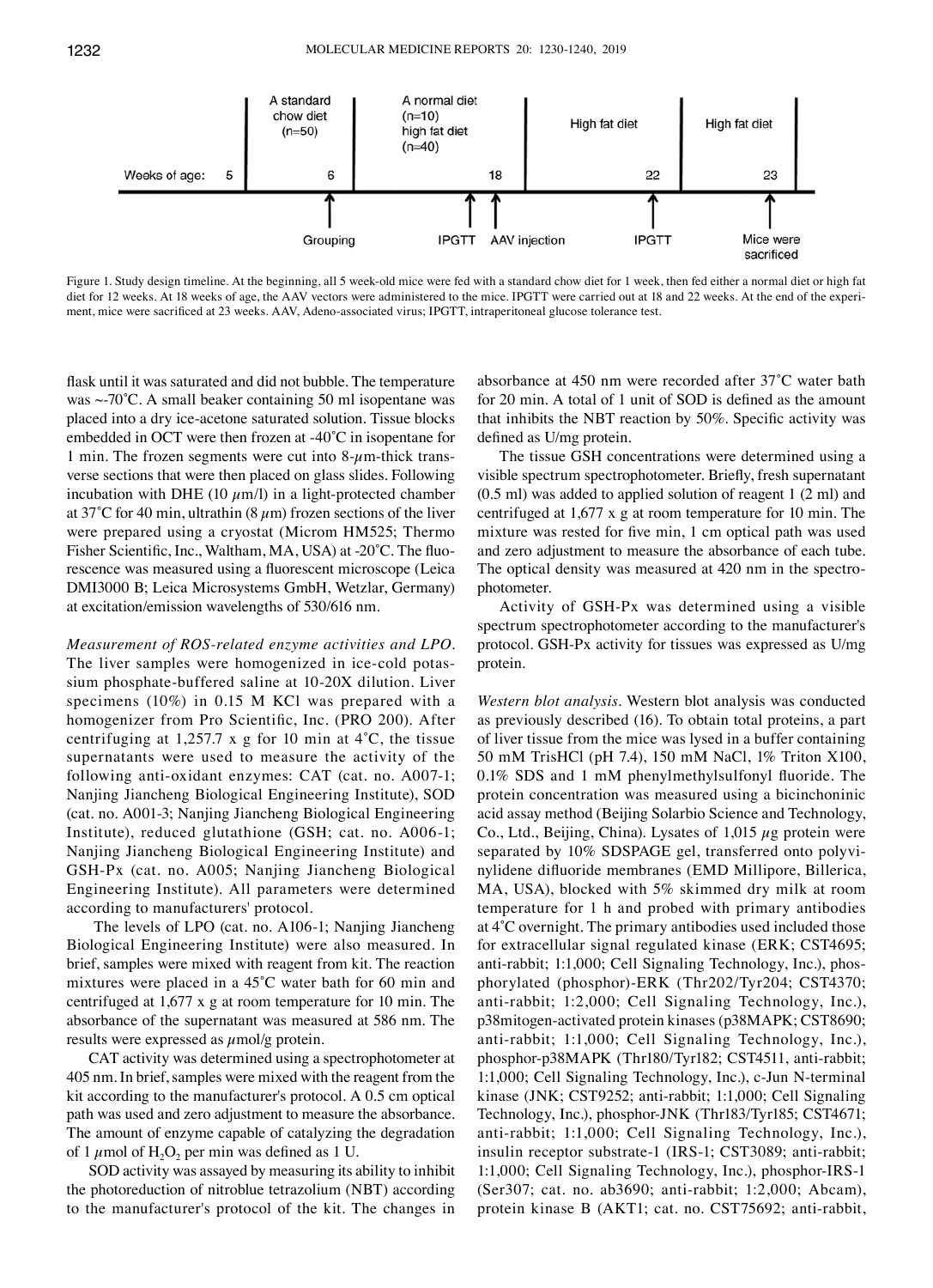A standard chow diet (n=50)

A normal diet (n=10) high fat diet (n=40)

High fat diet

High fat diet

Weeks of age: 5 6 18 22 23

Grouping

IPGTT

AAV injection

IPGTT

Mice were sacrificed

Figure 1. Study design timeline. At the beginning, all 5 week-old mice were fed with a standard chow diet for 1 week, then fed either a normal diet or high fat diet for 12 weeks. At 18 weeks of age, the AAV vectors were administered to the mice. IPGTT were carried out at 18 and 22 weeks. At the end of the experiment, mice were sacrificed at 23 weeks. AAV, Adeno-associated virus; IPGTT, intraperitoneal glucose tolerance test.

flask until it was saturated and did not bubble. The temperature was ~-70˚C. A small beaker containing 50 ml isopentane was placed into a dry ice-acetone saturated solution. Tissue blocks embedded in OCT were then frozen at -40˚C in isopentane for 1 min. The frozen segments were cut into 8-$\mu$m-thick transverse sections that were then placed on glass slides. Following incubation with DHE (10 $\mu$m/l) in a light-protected chamber at 37˚C for 40 min, ultrathin (8 $\mu$m) frozen sections of the liver were prepared using a cryostat (Microm HM525; Thermo Fisher Scientific, Inc., Waltham, MA, USA) at -20˚C. The fluorescence was measured using a fluorescent microscope (Leica DMI3000 B; Leica Microsystems GmbH, Wetzlar, Germany) at excitation/emission wavelengths of 530/616 nm.

*Measurement of ROS-related enzyme activities and LPO.* The liver samples were homogenized in ice-cold potassium phosphate-buffered saline at 10-20X dilution. Liver specimens (10%) in 0.15 M KCl was prepared with a homogenizer from Pro Scientific, Inc. (PRO 200). After centrifuging at 1,257.7 x g for 10 min at 4˚C, the tissue supernatants were used to measure the activity of the following anti-oxidant enzymes: CAT (cat. no. A007-1; Nanjing Jiancheng Biological Engineering Institute), SOD (cat. no. A001-3; Nanjing Jiancheng Biological Engineering Institute), reduced glutathione (GSH; cat. no. A006-1; Nanjing Jiancheng Biological Engineering Institute) and GSH-Px (cat. no. A005; Nanjing Jiancheng Biological Engineering Institute). All parameters were determined according to manufacturers' protocol.

The levels of LPO (cat. no. A106-1; Nanjing Jiancheng Biological Engineering Institute) were also measured. In brief, samples were mixed with reagent from kit. The reaction mixtures were placed in a 45˚C water bath for 60 min and centrifuged at 1,677 x g at room temperature for 10 min. The absorbance of the supernatant was measured at 586 nm. The results were expressed as $\mu$mol/g protein.

CAT activity was determined using a spectrophotometer at 405 nm. In brief, samples were mixed with the reagent from the kit according to the manufacturer's protocol. A 0.5 cm optical path was used and zero adjustment to measure the absorbance. The amount of enzyme capable of catalyzing the degradation of 1 $\mu$mol of $H_2O_2$ per min was defined as 1 U.

SOD activity was assayed by measuring its ability to inhibit the photoreduction of nitroblue tetrazolium (NBT) according to the manufacturer's protocol of the kit. The changes in absorbance at 450 nm were recorded after 37˚C water bath for 20 min. A total of 1 unit of SOD is defined as the amount that inhibits the NBT reaction by 50%. Specific activity was defined as U/mg protein.

The tissue GSH concentrations were determined using a visible spectrum spectrophotometer. Briefly, fresh supernatant (0.5 ml) was added to applied solution of reagent 1 (2 ml) and centrifuged at 1,677 x g at room temperature for 10 min. The mixture was rested for five min, 1 cm optical path was used and zero adjustment to measure the absorbance of each tube. The optical density was measured at 420 nm in the spectrophotometer.

Activity of GSH-Px was determined using a visible spectrum spectrophotometer according to the manufacturer's protocol. GSH-Px activity for tissues was expressed as U/mg protein.

*Western blot analysis.* Western blot analysis was conducted as previously described (16). To obtain total proteins, a part of liver tissue from the mice was lysed in a buffer containing 50 mM TrisHCl (pH 7.4), 150 mM NaCl, 1% Triton X100, 0.1% SDS and 1 mM phenylmethylsulfonyl fluoride. The protein concentration was measured using a bicinchoninic acid assay method (Beijing Solarbio Science and Technology, Co., Ltd., Beijing, China). Lysates of 1,015 $\mu$g protein were separated by 10% SDSPAGE gel, transferred onto polyvinylidene difluoride membranes (EMD Millipore, Billerica, MA, USA), blocked with 5% skimmed dry milk at room temperature for 1 h and probed with primary antibodies at 4˚C overnight. The primary antibodies used included those for extracellular signal regulated kinase (ERK; CST4695; anti-rabbit; 1:1,000; Cell Signaling Technology, Inc.), phosphorylated (phosphor)-ERK (Thr202/Tyr204; CST4370; anti-rabbit; 1:2,000; Cell Signaling Technology, Inc.), p38mitogen-activated protein kinases (p38MAPK; CST8690; anti-rabbit; 1:1,000; Cell Signaling Technology, Inc.), phosphor-p38MAPK (Thr180/Tyr182; CST4511, anti-rabbit; 1:1,000; Cell Signaling Technology, Inc.), c-Jun N-terminal kinase (JNK; CST9252; anti-rabbit; 1:1,000; Cell Signaling Technology, Inc.), phosphor-JNK (Thr183/Tyr185; CST4671; anti-rabbit; 1:1,000; Cell Signaling Technology, Inc.), insulin receptor substrate-1 (IRS-1; CST3089; anti-rabbit; 1:1,000; Cell Signaling Technology, Inc.), phosphor-IRS-1 (Ser307; cat. no. ab3690; anti-rabbit; 1:2,000; Abcam), protein kinase B (AKT1; cat. no. CST75692; anti-rabbit,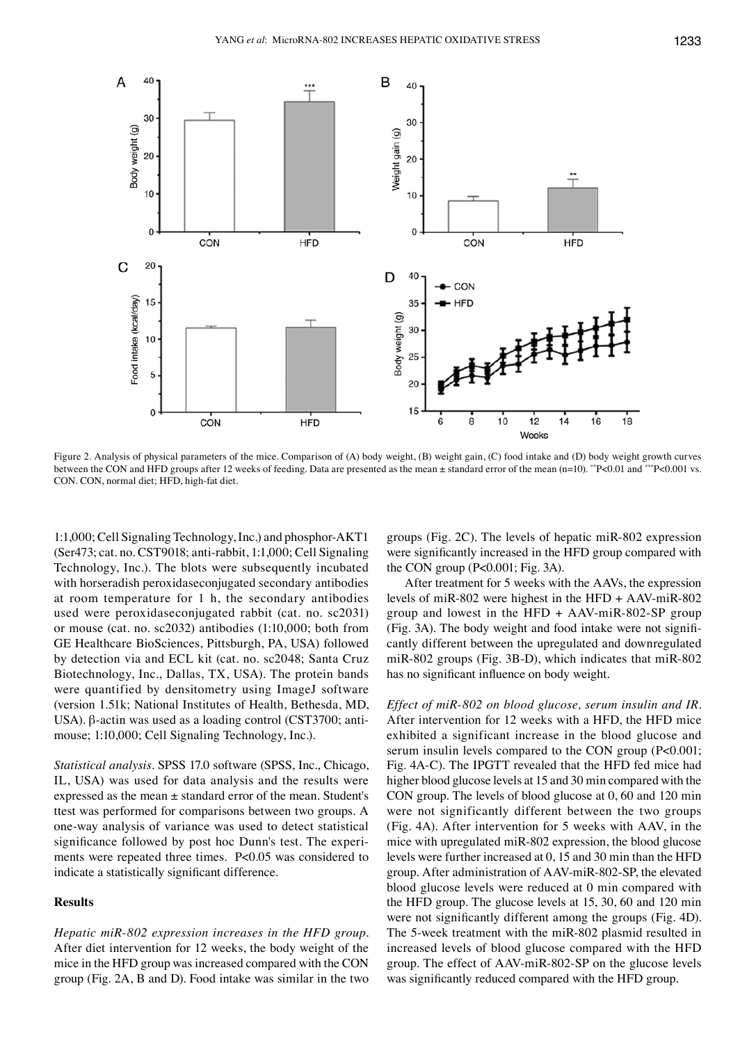A

40

30

20

10

0

Body weight (g)

\*\*\*

CON

HFD

B

40

30

20

10

0

Weight gain (g)

\*\*

CON

HFD

C

20

15

10

5

0

Food intake (kcal/day)

CON

HFD

D

40

35

30

25

20

15

Body weight (g)

CON

HFD

6

8

10

12

14

16

18

Weeks

Figure 2. Analysis of physical parameters of the mice. Comparison of (A) body weight, (B) weight gain, (C) food intake and (D) body weight growth curves between the CON and HFD groups after 12 weeks of feeding. Data are presented as the mean ± standard error of the mean (n=10). \*\*P<0.01 and \*\*\*P<0.001 vs. CON. CON, normal diet; HFD, high-fat diet.

1:1,000; Cell Signaling Technology, Inc.) and phosphor-AKT1 (Ser473; cat. no. CST9018; anti-rabbit, 1:1,000; Cell Signaling Technology, Inc.). The blots were subsequently incubated with horseradish peroxidaseconjugated secondary antibodies at room temperature for 1 h, the secondary antibodies used were peroxidaseconjugated rabbit (cat. no. sc2031) or mouse (cat. no. sc2032) antibodies (1:10,000; both from GE Healthcare BioSciences, Pittsburgh, PA, USA) followed by detection via and ECL kit (cat. no. sc2048; Santa Cruz Biotechnology, Inc., Dallas, TX, USA). The protein bands were quantified by densitometry using ImageJ software (version 1.51k; National Institutes of Health, Bethesda, MD, USA). β-actin was used as a loading control (CST3700; anti-mouse; 1:10,000; Cell Signaling Technology, Inc.).

*Statistical analysis.* SPSS 17.0 software (SPSS, Inc., Chicago, IL, USA) was used for data analysis and the results were expressed as the mean ± standard error of the mean. Student's ttest was performed for comparisons between two groups. A one-way analysis of variance was used to detect statistical significance followed by post hoc Dunn's test. The experiments were repeated three times. P<0.05 was considered to indicate a statistically significant difference.

## Results

*Hepatic miR-802 expression increases in the HFD group.* After diet intervention for 12 weeks, the body weight of the mice in the HFD group was increased compared with the CON group (Fig. 2A, B and D). Food intake was similar in the two groups (Fig. 2C). The levels of hepatic miR-802 expression were significantly increased in the HFD group compared with the CON group (P<0.001; Fig. 3A).

After treatment for 5 weeks with the AAVs, the expression levels of miR-802 were highest in the HFD + AAV-miR-802 group and lowest in the HFD + AAV-miR-802-SP group (Fig. 3A). The body weight and food intake were not significantly different between the upregulated and downregulated miR-802 groups (Fig. 3B-D), which indicates that miR-802 has no significant influence on body weight.

*Effect of miR-802 on blood glucose, serum insulin and IR.* After intervention for 12 weeks with a HFD, the HFD mice exhibited a significant increase in the blood glucose and serum insulin levels compared to the CON group (P<0.001; Fig. 4A-C). The IPGTT revealed that the HFD fed mice had higher blood glucose levels at 15 and 30 min compared with the CON group. The levels of blood glucose at 0, 60 and 120 min were not significantly different between the two groups (Fig. 4A). After intervention for 5 weeks with AAV, in the mice with upregulated miR-802 expression, the blood glucose levels were further increased at 0, 15 and 30 min than the HFD group. After administration of AAV-miR-802-SP, the elevated blood glucose levels were reduced at 0 min compared with the HFD group. The glucose levels at 15, 30, 60 and 120 min were not significantly different among the groups (Fig. 4D). The 5-week treatment with the miR-802 plasmid resulted in increased levels of blood glucose compared with the HFD group. The effect of AAV-miR-802-SP on the glucose levels was significantly reduced compared with the HFD group.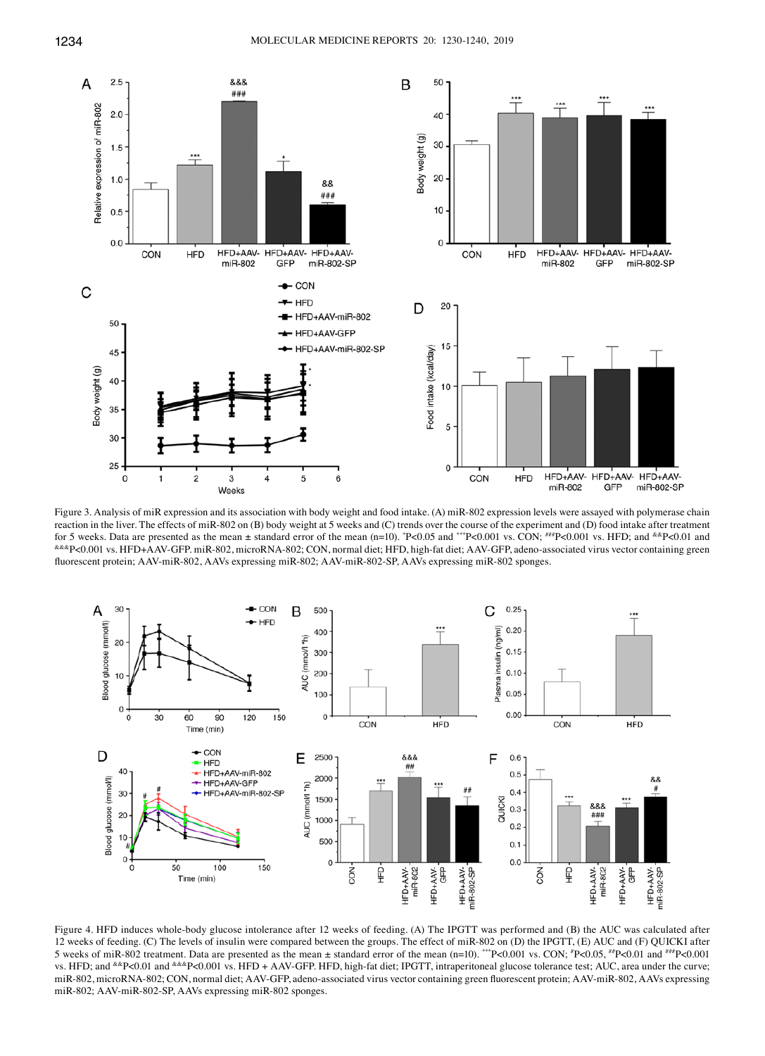Figure 3. Analysis of miR expression and its association with body weight and food intake. (A) miR-802 expression levels were assayed with polymerase chain reaction in the liver. The effects of miR-802 on (B) body weight at 5 weeks and (C) trends over the course of the experiment and (D) food intake after treatment for 5 weeks. Data are presented as the mean ± standard error of the mean (n=10). *P<0.05 and ***P<0.001 vs. CON; ###P<0.001 vs. HFD; and &&P<0.01 and &&&P<0.001 vs. HFD+AAV-GFP. miR-802, microRNA-802; CON, normal diet; HFD, high-fat diet; AAV-GFP, adeno-associated virus vector containing green fluorescent protein; AAV-miR-802, AAVs expressing miR-802; AAV-miR-802-SP, AAVs expressing miR-802 sponges.

Figure 4. HFD induces whole-body glucose intolerance after 12 weeks of feeding. (A) The IPGTT was performed and (B) the AUC was calculated after 12 weeks of feeding. (C) The levels of insulin were compared between the groups. The effect of miR-802 on (D) the IPGTT, (E) AUC and (F) QUICKI after 5 weeks of miR-802 treatment. Data are presented as the mean ± standard error of the mean (n=10). ***P<0.001 vs. CON; #P<0.05, ##P<0.01 and ###P<0.001 vs. HFD; and &&P<0.01 and &&&P<0.001 vs. HFD + AAV-GFP. HFD, high-fat diet; IPGTT, intraperitoneal glucose tolerance test; AUC, area under the curve; miR-802, microRNA-802; CON, normal diet; AAV-GFP, adeno-associated virus vector containing green fluorescent protein; AAV-miR-802, AAVs expressing miR-802; AAV-miR-802-SP, AAVs expressing miR-802 sponges.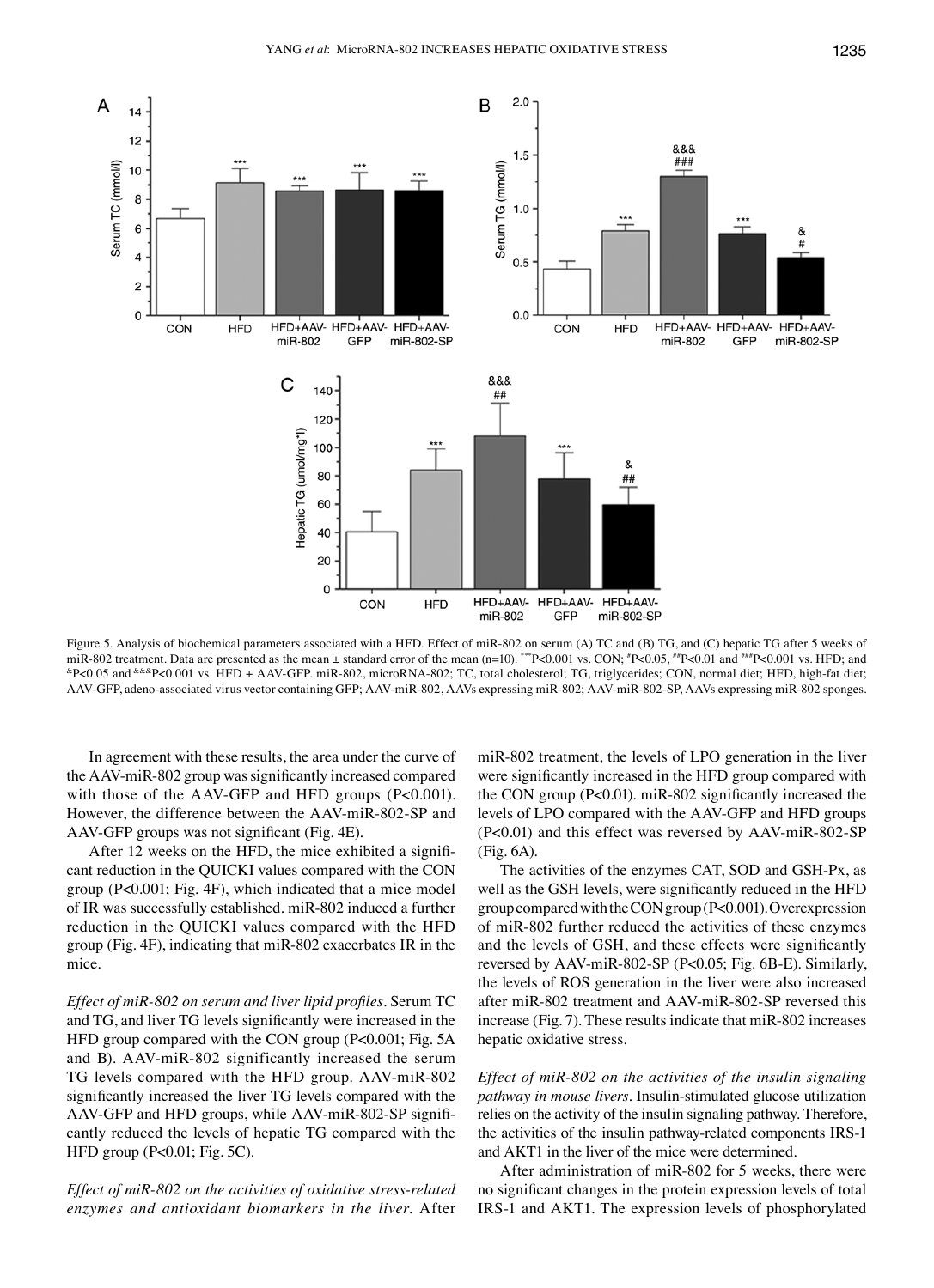A

Serum TC (mmol/l)

14
12
10
8
6
4
2
0

***
***
***
***

CON
HFD
HFD+AAV-miR-802
HFD+AAV-GFP
HFD+AAV-miR-802-SP

B

Serum TG (mmol/l)

2.0
1.5
1.0
0.5
0.0

&&&
###
***
***
&
#

CON
HFD
HFD+AAV-miR-802
HFD+AAV-GFP
HFD+AAV-miR-802-SP

C

Hepatic TG (umol/mg*l)

140
120
100
80
60
40
20
0

&&&
##
***
***
&
##

CON
HFD
HFD+AAV-miR-802
HFD+AAV-GFP
HFD+AAV-miR-802-SP

Figure 5. Analysis of biochemical parameters associated with a HFD. Effect of miR-802 on serum (A) TC and (B) TG, and (C) hepatic TG after 5 weeks of miR-802 treatment. Data are presented as the mean ± standard error of the mean (n=10). ***P<0.001 vs. CON; #P<0.05, ##P<0.01 and ###P<0.001 vs. HFD; and &P<0.05 and &&&P<0.001 vs. HFD + AAV-GFP. miR-802, microRNA-802; TC, total cholesterol; TG, triglycerides; CON, normal diet; HFD, high-fat diet; AAV-GFP, adeno-associated virus vector containing GFP; AAV-miR-802, AAVs expressing miR-802; AAV-miR-802-SP, AAVs expressing miR-802 sponges.

In agreement with these results, the area under the curve of the AAV-miR-802 group was significantly increased compared with those of the AAV-GFP and HFD groups (P<0.001). However, the difference between the AAV-miR-802-SP and AAV-GFP groups was not significant (Fig. 4E).

After 12 weeks on the HFD, the mice exhibited a significant reduction in the QUICKI values compared with the CON group (P<0.001; Fig. 4F), which indicated that a mice model of IR was successfully established. miR-802 induced a further reduction in the QUICKI values compared with the HFD group (Fig. 4F), indicating that miR-802 exacerbates IR in the mice.

*Effect of miR-802 on serum and liver lipid profiles*. Serum TC and TG, and liver TG levels significantly were increased in the HFD group compared with the CON group (P<0.001; Fig. 5A and B). AAV-miR-802 significantly increased the serum TG levels compared with the HFD group. AAV-miR-802 significantly increased the liver TG levels compared with the AAV-GFP and HFD groups, while AAV-miR-802-SP significantly reduced the levels of hepatic TG compared with the HFD group (P<0.01; Fig. 5C).

*Effect of miR-802 on the activities of oxidative stress-related enzymes and antioxidant biomarkers in the liver*. After miR-802 treatment, the levels of LPO generation in the liver were significantly increased in the HFD group compared with the CON group (P<0.01). miR-802 significantly increased the levels of LPO compared with the AAV-GFP and HFD groups (P<0.01) and this effect was reversed by AAV-miR-802-SP (Fig. 6A).

The activities of the enzymes CAT, SOD and GSH-Px, as well as the GSH levels, were significantly reduced in the HFD group compared with the CON group (P<0.001). Overexpression of miR-802 further reduced the activities of these enzymes and the levels of GSH, and these effects were significantly reversed by AAV-miR-802-SP (P<0.05; Fig. 6B-E). Similarly, the levels of ROS generation in the liver were also increased after miR-802 treatment and AAV-miR-802-SP reversed this increase (Fig. 7). These results indicate that miR-802 increases hepatic oxidative stress.

*Effect of miR-802 on the activities of the insulin signaling pathway in mouse livers*. Insulin-stimulated glucose utilization relies on the activity of the insulin signaling pathway. Therefore, the activities of the insulin pathway-related components IRS-1 and AKT1 in the liver of the mice were determined.

After administration of miR-802 for 5 weeks, there were no significant changes in the protein expression levels of total IRS-1 and AKT1. The expression levels of phosphorylated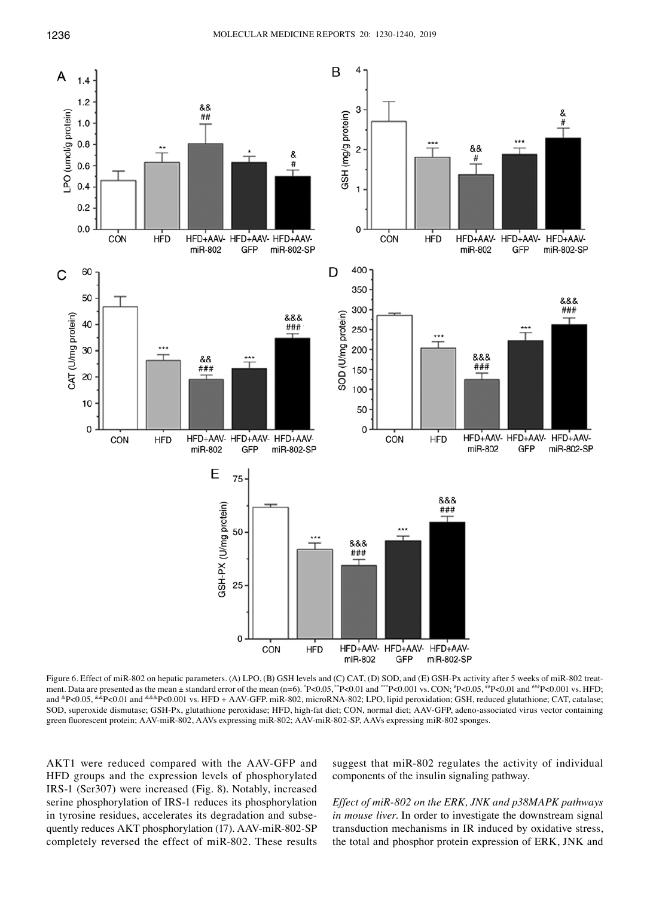A

LPO (umol/g protein)

1.4
1.2
1.0
0.8
0.6
0.4
0.2
0.0

CON HFD HFD+AAV-miR-802 HFD+AAV-GFP HFD+AAV-miR-802-SP

B

GSH (mg/g protein)

4
3
2
1
0

CON HFD HFD+AAV-miR-802 HFD+AAV-GFP HFD+AAV-miR-802-SP

C

CAT (U/mg protein)

60
50
40
30
20
10
0

CON HFD HFD+AAV-miR-802 HFD+AAV-GFP HFD+AAV-miR-802-SP

D

SOD (U/mg protein)

400
350
300
250
200
150
100
50
0

CON HFD HFD+AAV-miR-802 HFD+AAV-GFP HFD+AAV-miR-802-SP

E

GSH-PX (U/mg protein)

75
50
25
0

CON HFD HFD+AAV-miR-802 HFD+AAV-GFP HFD+AAV-miR-802-SP

Figure 6. Effect of miR-802 on hepatic parameters. (A) LPO, (B) GSH levels and (C) CAT, (D) SOD, and (E) GSH-Px activity after 5 weeks of miR-802 treatment. Data are presented as the mean ± standard error of the mean (n=6). *P<0.05, **P<0.01 and ***P<0.001 vs. CON; #P<0.05, ##P<0.01 and ###P<0.001 vs. HFD; and &P<0.05, &&P<0.01 and &&&P<0.001 vs. HFD + AAV-GFP. miR-802, microRNA-802; LPO, lipid peroxidation; GSH, reduced glutathione; CAT, catalase; SOD, superoxide dismutase; GSH-Px, glutathione peroxidase; HFD, high-fat diet; CON, normal diet; AAV-GFP, adeno-associated virus vector containing green fluorescent protein; AAV-miR-802, AAVs expressing miR-802; AAV-miR-802-SP, AAVs expressing miR-802 sponges.

AKT1 were reduced compared with the AAV-GFP and HFD groups and the expression levels of phosphorylated IRS-1 (Ser307) were increased (Fig. 8). Notably, increased serine phosphorylation of IRS-1 reduces its phosphorylation in tyrosine residues, accelerates its degradation and subsequently reduces AKT phosphorylation (17). AAV-miR-802-SP completely reversed the effect of miR-802. These results suggest that miR-802 regulates the activity of individual components of the insulin signaling pathway.

*Effect of miR-802 on the ERK, JNK and p38MAPK pathways in mouse liver.* In order to investigate the downstream signal transduction mechanisms in IR induced by oxidative stress, the total and phosphor protein expression of ERK, JNK and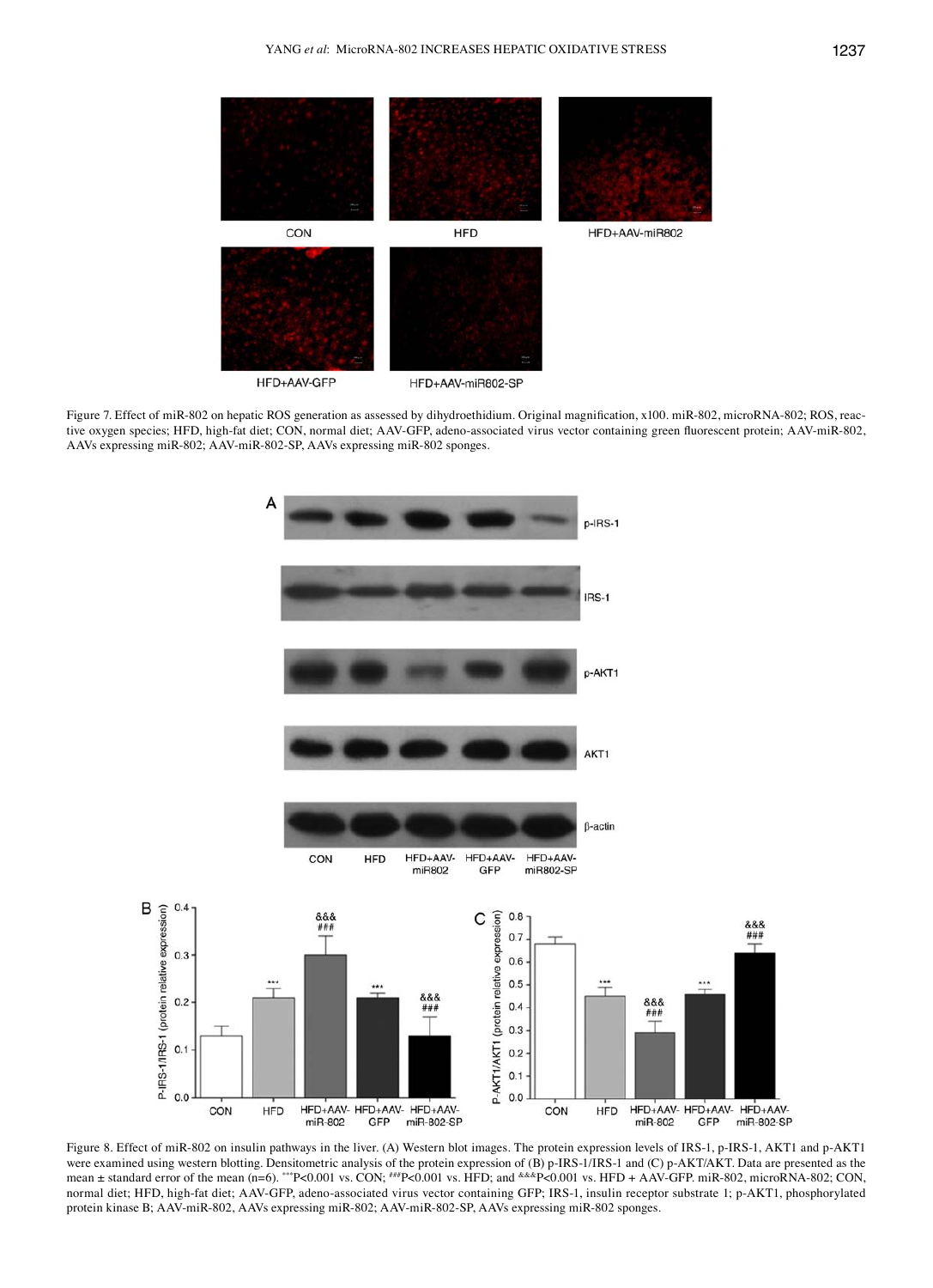CON

HFD

HFD+AAV-miR802

HFD+AAV-GFP

HFD+AAV-miR802-SP

Figure 7. Effect of miR-802 on hepatic ROS generation as assessed by dihydroethidium. Original magnification, x100. miR-802, microRNA-802; ROS, reactive oxygen species; HFD, high-fat diet; CON, normal diet; AAV-GFP, adeno-associated virus vector containing green fluorescent protein; AAV-miR-802, AAVs expressing miR-802; AAV-miR-802-SP, AAVs expressing miR-802 sponges.

A

p-IRS-1

IRS-1

p-AKT1

AKT1

β-actin

CON HFD HFD+AAV-miR802 HFD+AAV-GFP HFD+AAV-miR802-SP

B

P-IRS-1/IRS-1 (protein relative expression)

0.0 0.1 0.2 0.3 0.4

\*\*\* &&& ### \*\*\* &&& ###

CON HFD HFD+AAV-miR-802 HFD+AAV-GFP HFD+AAV-miR-802-SP

C

P-AKT1/AKT1 (protein relative expression)

0.0 0.1 0.2 0.3 0.4 0.5 0.6 0.7 0.8

\*\*\* &&& ### \*\*\* &&& ###

CON HFD HFD+AAV-miR-802 HFD+AAV-GFP HFD+AAV-miR-802-SP

Figure 8. Effect of miR-802 on insulin pathways in the liver. (A) Western blot images. The protein expression levels of IRS-1, p-IRS-1, AKT1 and p-AKT1 were examined using western blotting. Densitometric analysis of the protein expression of (B) p-IRS-1/IRS-1 and (C) p-AKT/AKT. Data are presented as the mean ± standard error of the mean (n=6). \*\*\*P<0.001 vs. CON; ###P<0.001 vs. HFD; and &&&P<0.001 vs. HFD + AAV-GFP. miR-802, microRNA-802; CON, normal diet; HFD, high-fat diet; AAV-GFP, adeno-associated virus vector containing GFP; IRS-1, insulin receptor substrate 1; p-AKT1, phosphorylated protein kinase B; AAV-miR-802, AAVs expressing miR-802; AAV-miR-802-SP, AAVs expressing miR-802 sponges.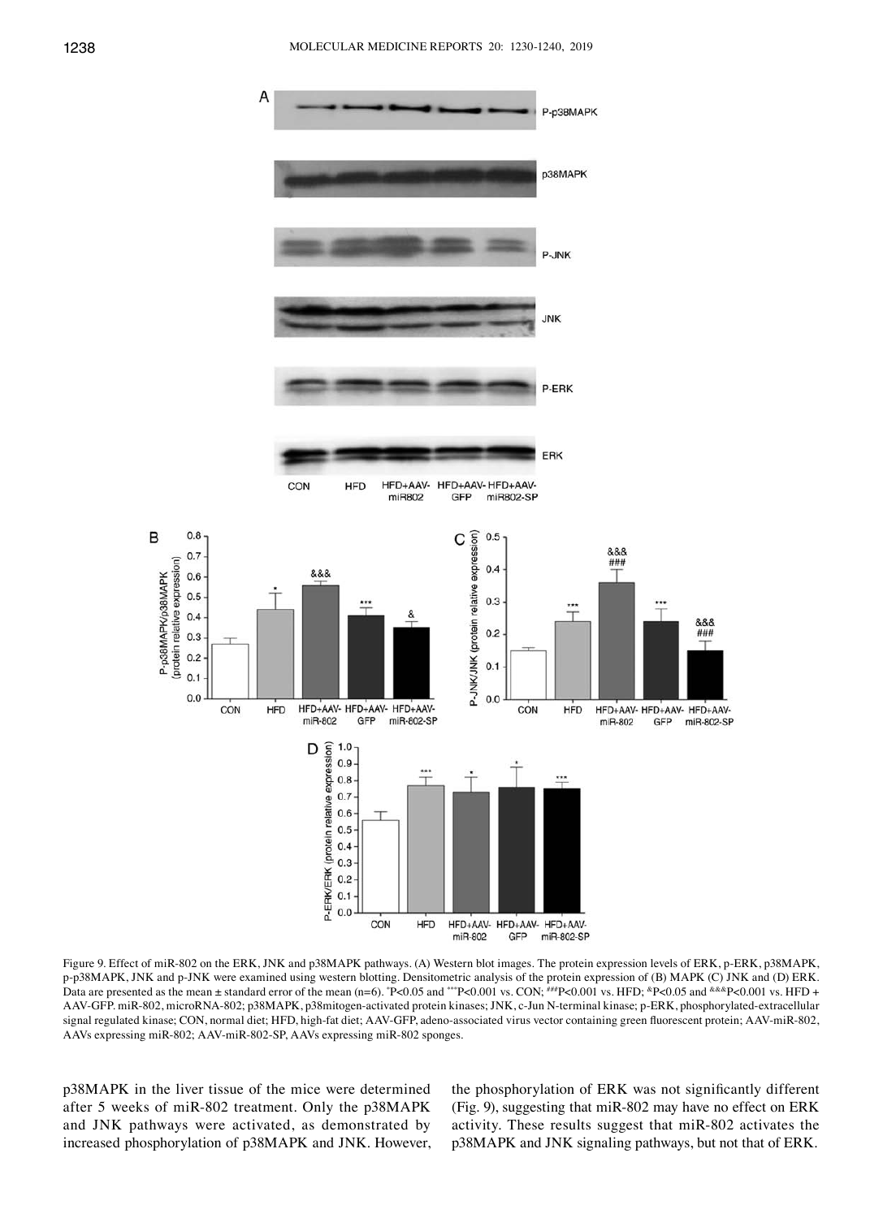A

P-p38MAPK

p38MAPK

P-JNK

JNK

P-ERK

ERK

CON HFD HFD+AAV-miR802 HFD+AAV-GFP HFD+AAV-miR802-SP

B

P-p38MAPK/p38MAPK (protein relative expression)

0.0 0.1 0.2 0.3 0.4 0.5 0.6 0.7 0.8

\* &&& \*\*\* &

CON HFD HFD+AAV-miR-802 HFD+AAV-GFP HFD+AAV-miR-802-SP

C

P-JNK/JNK (protein relative expression)

0.0 0.1 0.2 0.3 0.4 0.5

\*\*\* &&& ### \*\*\* &&& ###

CON HFD HFD+AAV-miR-802 HFD+AAV-GFP HFD+AAV-miR-802-SP

D

P-ERK/ERK (protein relative expression)

0.0 0.1 0.2 0.3 0.4 0.5 0.6 0.7 0.8 0.9 1.0

\*\*\* \* \* \*\*\*

CON HFD HFD+AAV-miR-802 HFD+AAV-GFP HFD+AAV-miR-802-SP

Figure 9. Effect of miR-802 on the ERK, JNK and p38MAPK pathways. (A) Western blot images. The protein expression levels of ERK, p-ERK, p38MAPK, p-p38MAPK, JNK and p-JNK were examined using western blotting. Densitometric analysis of the protein expression of (B) MAPK (C) JNK and (D) ERK. Data are presented as the mean ± standard error of the mean (n=6). *P<0.05 and ***P<0.001 vs. CON; ###P<0.001 vs. HFD; &P<0.05 and &&&P<0.001 vs. HFD + AAV-GFP. miR-802, microRNA-802; p38MAPK, p38mitogen-activated protein kinases; JNK, c-Jun N-terminal kinase; p-ERK, phosphorylated-extracellular signal regulated kinase; CON, normal diet; HFD, high-fat diet; AAV-GFP, adeno-associated virus vector containing green fluorescent protein; AAV-miR-802, AAVs expressing miR-802; AAV-miR-802-SP, AAVs expressing miR-802 sponges.

p38MAPK in the liver tissue of the mice were determined after 5 weeks of miR-802 treatment. Only the p38MAPK and JNK pathways were activated, as demonstrated by increased phosphorylation of p38MAPK and JNK. However, the phosphorylation of ERK was not significantly different (Fig. 9), suggesting that miR-802 may have no effect on ERK activity. These results suggest that miR-802 activates the p38MAPK and JNK signaling pathways, but not that of ERK.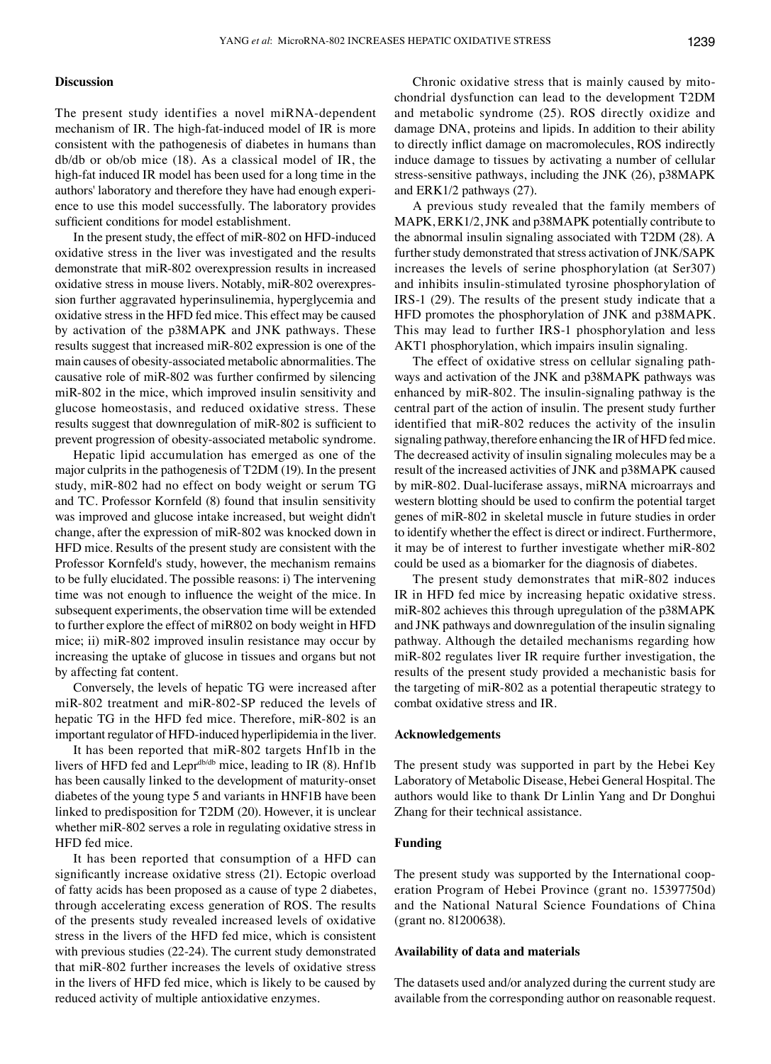## Discussion

The present study identifies a novel miRNA-dependent mechanism of IR. The high-fat-induced model of IR is more consistent with the pathogenesis of diabetes in humans than db/db or ob/ob mice (18). As a classical model of IR, the high-fat induced IR model has been used for a long time in the authors' laboratory and therefore they have had enough experience to use this model successfully. The laboratory provides sufficient conditions for model establishment.

In the present study, the effect of miR-802 on HFD-induced oxidative stress in the liver was investigated and the results demonstrate that miR-802 overexpression results in increased oxidative stress in mouse livers. Notably, miR-802 overexpression further aggravated hyperinsulinemia, hyperglycemia and oxidative stress in the HFD fed mice. This effect may be caused by activation of the p38MAPK and JNK pathways. These results suggest that increased miR-802 expression is one of the main causes of obesity-associated metabolic abnormalities. The causative role of miR-802 was further confirmed by silencing miR-802 in the mice, which improved insulin sensitivity and glucose homeostasis, and reduced oxidative stress. These results suggest that downregulation of miR-802 is sufficient to prevent progression of obesity-associated metabolic syndrome.

Hepatic lipid accumulation has emerged as one of the major culprits in the pathogenesis of T2DM (19). In the present study, miR-802 had no effect on body weight or serum TG and TC. Professor Kornfeld (8) found that insulin sensitivity was improved and glucose intake increased, but weight didn't change, after the expression of miR-802 was knocked down in HFD mice. Results of the present study are consistent with the Professor Kornfeld's study, however, the mechanism remains to be fully elucidated. The possible reasons: i) The intervening time was not enough to influence the weight of the mice. In subsequent experiments, the observation time will be extended to further explore the effect of miR802 on body weight in HFD mice; ii) miR-802 improved insulin resistance may occur by increasing the uptake of glucose in tissues and organs but not by affecting fat content.

Conversely, the levels of hepatic TG were increased after miR-802 treatment and miR-802-SP reduced the levels of hepatic TG in the HFD fed mice. Therefore, miR-802 is an important regulator of HFD-induced hyperlipidemia in the liver.

It has been reported that miR-802 targets Hnf1b in the livers of HFD fed and Lepr$^{db/db}$ mice, leading to IR (8). Hnf1b has been causally linked to the development of maturity-onset diabetes of the young type 5 and variants in HNF1B have been linked to predisposition for T2DM (20). However, it is unclear whether miR-802 serves a role in regulating oxidative stress in HFD fed mice.

It has been reported that consumption of a HFD can significantly increase oxidative stress (21). Ectopic overload of fatty acids has been proposed as a cause of type 2 diabetes, through accelerating excess generation of ROS. The results of the presents study revealed increased levels of oxidative stress in the livers of the HFD fed mice, which is consistent with previous studies (22-24). The current study demonstrated that miR-802 further increases the levels of oxidative stress in the livers of HFD fed mice, which is likely to be caused by reduced activity of multiple antioxidative enzymes.

Chronic oxidative stress that is mainly caused by mitochondrial dysfunction can lead to the development T2DM and metabolic syndrome (25). ROS directly oxidize and damage DNA, proteins and lipids. In addition to their ability to directly inflict damage on macromolecules, ROS indirectly induce damage to tissues by activating a number of cellular stress-sensitive pathways, including the JNK (26), p38MAPK and ERK1/2 pathways (27).

A previous study revealed that the family members of MAPK, ERK1/2, JNK and p38MAPK potentially contribute to the abnormal insulin signaling associated with T2DM (28). A further study demonstrated that stress activation of JNK/SAPK increases the levels of serine phosphorylation (at Ser307) and inhibits insulin-stimulated tyrosine phosphorylation of IRS-1 (29). The results of the present study indicate that a HFD promotes the phosphorylation of JNK and p38MAPK. This may lead to further IRS-1 phosphorylation and less AKT1 phosphorylation, which impairs insulin signaling.

The effect of oxidative stress on cellular signaling pathways and activation of the JNK and p38MAPK pathways was enhanced by miR-802. The insulin-signaling pathway is the central part of the action of insulin. The present study further identified that miR-802 reduces the activity of the insulin signaling pathway, therefore enhancing the IR of HFD fed mice. The decreased activity of insulin signaling molecules may be a result of the increased activities of JNK and p38MAPK caused by miR-802. Dual-luciferase assays, miRNA microarrays and western blotting should be used to confirm the potential target genes of miR-802 in skeletal muscle in future studies in order to identify whether the effect is direct or indirect. Furthermore, it may be of interest to further investigate whether miR-802 could be used as a biomarker for the diagnosis of diabetes.

The present study demonstrates that miR-802 induces IR in HFD fed mice by increasing hepatic oxidative stress. miR-802 achieves this through upregulation of the p38MAPK and JNK pathways and downregulation of the insulin signaling pathway. Although the detailed mechanisms regarding how miR-802 regulates liver IR require further investigation, the results of the present study provided a mechanistic basis for the targeting of miR-802 as a potential therapeutic strategy to combat oxidative stress and IR.

## Acknowledgements

The present study was supported in part by the Hebei Key Laboratory of Metabolic Disease, Hebei General Hospital. The authors would like to thank Dr Linlin Yang and Dr Donghui Zhang for their technical assistance.

## Funding

The present study was supported by the International cooperation Program of Hebei Province (grant no. 15397750d) and the National Natural Science Foundations of China (grant no. 81200638).

## Availability of data and materials

The datasets used and/or analyzed during the current study are available from the corresponding author on reasonable request.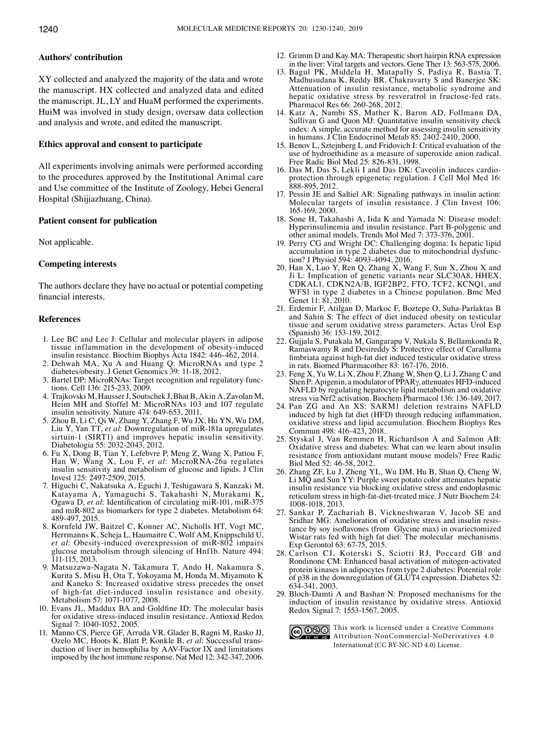## Authors' contribution

XY collected and analyzed the majority of the data and wrote the manuscript. HX collected and analyzed data and edited the manuscript. JL, LY and HuaM performed the experiments. HuiM was involved in study design, oversaw data collection and analysis and wrote, and edited the manuscript.

## Ethics approval and consent to participate

All experiments involving animals were performed according to the procedures approved by the Institutional Animal care and Use committee of the Institute of Zoology, Hebei General Hospital (Shijiazhuang, China).

## Patient consent for publication

Not applicable.

## Competing interests

The authors declare they have no actual or potential competing financial interests.

## References

1. Lee BC and Lee J: Cellular and molecular players in adipose tissue inflammation in the development of obesity-induced insulin resistance. Biochim Biophys Acta 1842: 446-462, 2014.
2. Dehwah MA, Xu A and Huang Q: MicroRNAs and type 2 diabetes/obesity. J Genet Genomics 39: 11-18, 2012.
3. Bartel DP: MicroRNAs: Target recognition and regulatory functions. Cell 136: 215-233, 2009.
4. Trajkovski M, Hausser J, Soutschek J, Bhat B, Akin A, Zavolan M, Heim MH and Stoffel M: MicroRNAs 103 and 107 regulate insulin sensitivity. Nature 474: 649-653, 2011.
5. Zhou B, Li C, Qi W, Zhang Y, Zhang F, Wu JX, Hu YN, Wu DM, Liu Y, Yan TT, *et al*: Downregulation of miR-181a upregulates sirtuin-1 (SIRT1) and improves hepatic insulin sensitivity. Diabetologia 55: 2032-2043, 2012.
6. Fu X, Dong B, Tian Y, Lefebvre P, Meng Z, Wang X, Pattou F, Han W, Wang X, Lou F, *et al*: MicroRNA-26a regulates insulin sensitivity and metabolism of glucose and lipids. J Clin Invest 125: 2497-2509, 2015.
7. Higuchi C, Nakatsuka A, Eguchi J, Teshigawara S, Kanzaki M, Katayama A, Yamaguchi S, Takahashi N, Murakami K, Ogawa D, *et al*: Identification of circulating miR-101, miR-375 and miR-802 as biomarkers for type 2 diabetes. Metabolism 64: 489-497, 2015.
8. Kornfeld JW, Baitzel C, Konner AC, Nicholls HT, Vogt MC, Herrmanns K, Scheja L, Haumaitre C, Wolf AM, Knippschild U, *et al*: Obesity-induced overexpression of miR-802 impairs glucose metabolism through silencing of Hnf1b. Nature 494: 111-115, 2013.
9. Matsuzawa-Nagata N, Takamura T, Ando H, Nakamura S, Kurita S, Misu H, Ota T, Yokoyama M, Honda M, Miyamoto K and Kaneko S: Increased oxidative stress precedes the onset of high-fat diet-induced insulin resistance and obesity. Metabolism 57: 1071-1077, 2008.
10. Evans JL, Maddux BA and Goldfine ID: The molecular basis for oxidative stress-induced insulin resistance. Antioxid Redox Signal 7: 1040-1052, 2005.
11. Manno CS, Pierce GF, Arruda VR, Glader B, Ragni M, Rasko JJ, Ozelo MC, Hoots K, Blatt P, Konkle B, *et al*: Successful transduction of liver in hemophilia by AAV-Factor IX and limitations imposed by the host immune response. Nat Med 12: 342-347, 2006.
12. Grimm D and Kay MA: Therapeutic short hairpin RNA expression in the liver: Viral targets and vectors. Gene Ther 13: 563-575, 2006.
13. Bagul PK, Middela H, Matapally S, Padiya R, Bastia T, Madhusudana K, Reddy BR, Chakravarty S and Banerjee SK: Attenuation of insulin resistance, metabolic syndrome and hepatic oxidative stress by resveratrol in fructose-fed rats. Pharmacol Res 66: 260-268, 2012.
14. Katz A, Nambi SS, Mather K, Baron AD, Follmann DA, Sullivan G and Quon MJ: Quantitative insulin sensitivity check index: A simple, accurate method for assessing insulin sensitivity in humans. J Clin Endocrinol Metab 85: 2402-2410, 2000.
15. Benov L, Sztejnberg L and Fridovich I: Critical evaluation of the use of hydroethidine as a measure of superoxide anion radical. Free Radic Biol Med 25: 826-831, 1998.
16. Das M, Das S, Lekli I and Das DK: Caveolin induces cardioprotection through epigenetic regulation. J Cell Mol Med 16: 888-895, 2012.
17. Pessin JE and Saltiel AR: Signaling pathways in insulin action: Molecular targets of insulin resistance. J Clin Invest 106: 165-169, 2000.
18. Sone H, Takahashi A, Iida K and Yamada N: Disease model: Hyperinsulinemia and insulin resistance. Part B-polygenic and other animal models. Trends Mol Med 7: 373-376, 2001.
19. Perry CG and Wright DC: Challenging dogma: Is hepatic lipid accumulation in type 2 diabetes due to mitochondrial dysfunction? J Physiol 594: 4093-4094, 2016.
20. Han X, Luo Y, Ren Q, Zhang X, Wang F, Sun X, Zhou X and Ji L: Implication of genetic variants near SLC30A8, HHEX, CDKAL1, CDKN2A/B, IGF2BP2, FTO, TCF2, KCNQ1, and WFS1 in type 2 diabetes in a Chinese population. Bmc Med Genet 11: 81, 2010.
21. Erdemir F, Atilgan D, Markoc F, Boztepe O, Suha-Parlaktas B and Sahin S: The effect of diet induced obesity on testicular tissue and serum oxidative stress parameters. Actas Urol Esp (Spanish) 36: 153-159, 2012.
22. Gujjala S, Putakala M, Gangarapu V, Nukala S, Bellamkonda R, Ramaswamy R and Desireddy S: Protective effect of Caralluma fimbriata against high-fat diet induced testicular oxidative stress in rats. Biomed Pharmacother 83: 167-176, 2016.
23. Feng X, Yu W, Li X, Zhou F, Zhang W, Shen Q, Li J, Zhang C and Shen P: Apigenin, a modulator of PPARγ, attenuates HFD-induced NAFLD by regulating hepatocyte lipid metabolism and oxidative stress via Nrf2 activation. Biochem Pharmacol 136: 136-149, 2017.
24. Pan ZG and An XS: SARM1 deletion restrains NAFLD induced by high fat diet (HFD) through reducing inflammation, oxidative stress and lipid accumulation. Biochem Biophys Res Commun 498: 416-423, 2018.
25. Styskal J, Van Remmen H, Richardson A and Salmon AB: Oxidative stress and diabetes: What can we learn about insulin resistance from antioxidant mutant mouse models? Free Radic Biol Med 52: 46-58, 2012.
26. Zhang ZF, Lu J, Zheng YL, Wu DM, Hu B, Shan Q, Cheng W, Li MQ and Sun YY: Purple sweet potato color attenuates hepatic insulin resistance via blocking oxidative stress and endoplasmic reticulum stress in high-fat-diet-treated mice. J Nutr Biochem 24: 1008-1018, 2013.
27. Sankar P, Zachariah B, Vickneshwaran V, Jacob SE and Sridhar MG: Amelioration of oxidative stress and insulin resistance by soy isoflavones (from Glycine max) in ovariectomized Wistar rats fed with high fat diet: The molecular mechanisms. Exp Gerontol 63: 67-75, 2015.
28. Carlson CJ, Koterski S, Sciotti RJ, Poccard GB and Rondinone CM: Enhanced basal activation of mitogen-activated protein kinases in adipocytes from type 2 diabetes: Potential role of p38 in the downregulation of GLUT4 expression. Diabetes 52: 634-341, 2003.
29. Bloch-Damti A and Bashan N: Proposed mechanisms for the induction of insulin resistance by oxidative stress. Antioxid Redox Signal 7: 1553-1567, 2005.

This work is licensed under a Creative Commons Attribution-NonCommercial-NoDerivatives 4.0 International (CC BY-NC-ND 4.0) License.